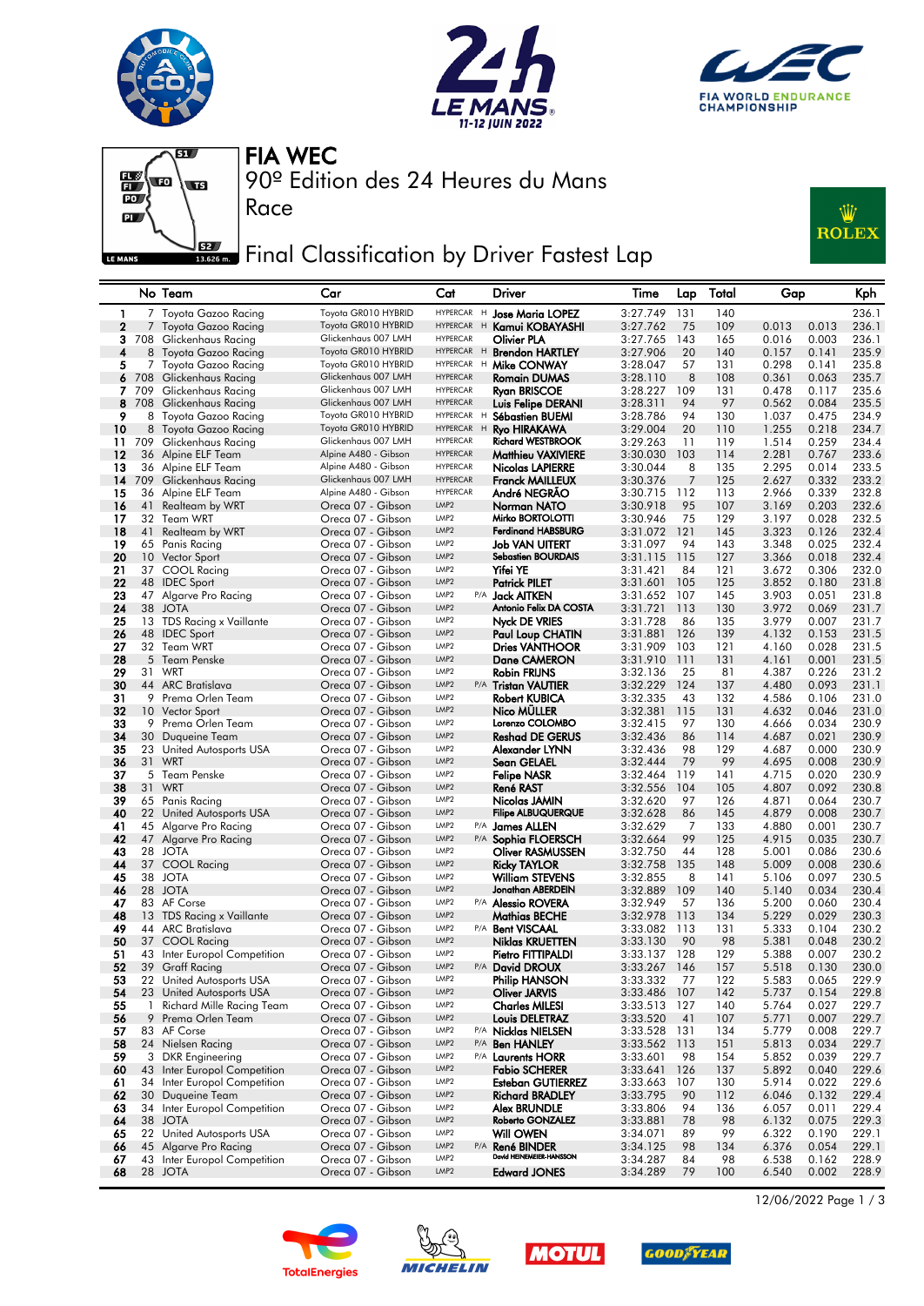# FIA WEC

90º Edition des 24 Heures du Mans

Race

## Final Classification by Driver Fastest Lap

| | No | Team | Car | Cat | | Driver | Time | Lap | Total | Gap | | Kph |
|---|---|---|---|---|---|---|---|---|---|---|---|---|
| 1 | 7 | Toyota Gazoo Racing | Toyota GR010 HYBRID | HYPERCAR | H | Jose Maria LOPEZ | 3:27.749 | 131 | 140 | | | 236.1 |
| 2 | 7 | Toyota Gazoo Racing | Toyota GR010 HYBRID | HYPERCAR | H | Kamui KOBAYASHI | 3:27.762 | 75 | 109 | 0.013 | 0.013 | 236.1 |
| 3 | 708 | Glickenhaus Racing | Glickenhaus 007 LMH | HYPERCAR | | Olivier PLA | 3:27.765 | 143 | 165 | 0.016 | 0.003 | 236.1 |
| 4 | 8 | Toyota Gazoo Racing | Toyota GR010 HYBRID | HYPERCAR | H | Brendon HARTLEY | 3:27.906 | 20 | 140 | 0.157 | 0.141 | 235.9 |
| 5 | 7 | Toyota Gazoo Racing | Toyota GR010 HYBRID | HYPERCAR | H | Mike CONWAY | 3:28.047 | 57 | 131 | 0.298 | 0.141 | 235.8 |
| 6 | 708 | Glickenhaus Racing | Glickenhaus 007 LMH | HYPERCAR | | Romain DUMAS | 3:28.110 | 8 | 108 | 0.361 | 0.063 | 235.7 |
| 7 | 709 | Glickenhaus Racing | Glickenhaus 007 LMH | HYPERCAR | | Ryan BRISCOE | 3:28.227 | 109 | 131 | 0.478 | 0.117 | 235.6 |
| 8 | 708 | Glickenhaus Racing | Glickenhaus 007 LMH | HYPERCAR | | Luis Felipe DERANI | 3:28.311 | 94 | 97 | 0.562 | 0.084 | 235.5 |
| 9 | 8 | Toyota Gazoo Racing | Toyota GR010 HYBRID | HYPERCAR | H | Sébastien BUEMI | 3:28.786 | 94 | 130 | 1.037 | 0.475 | 234.9 |
| 10 | 8 | Toyota Gazoo Racing | Toyota GR010 HYBRID | HYPERCAR | H | Ryo HIRAKAWA | 3:29.004 | 20 | 110 | 1.255 | 0.218 | 234.7 |
| 11 | 709 | Glickenhaus Racing | Glickenhaus 007 LMH | HYPERCAR | | Richard WESTBROOK | 3:29.263 | 11 | 119 | 1.514 | 0.259 | 234.4 |
| 12 | 36 | Alpine ELF Team | Alpine A480 - Gibson | HYPERCAR | | Matthieu VAXIVIERE | 3:30.030 | 103 | 114 | 2.281 | 0.767 | 233.6 |
| 13 | 36 | Alpine ELF Team | Alpine A480 - Gibson | HYPERCAR | | Nicolas LAPIERRE | 3:30.044 | 8 | 135 | 2.295 | 0.014 | 233.5 |
| 14 | 709 | Glickenhaus Racing | Glickenhaus 007 LMH | HYPERCAR | | Franck MAILLEUX | 3:30.376 | 7 | 125 | 2.627 | 0.332 | 233.2 |
| 15 | 36 | Alpine ELF Team | Alpine A480 - Gibson | HYPERCAR | | André NEGRÃO | 3:30.715 | 112 | 113 | 2.966 | 0.339 | 232.8 |
| 16 | 41 | Realteam by WRT | Oreca 07 - Gibson | LMP2 | | Norman NATO | 3:30.918 | 95 | 107 | 3.169 | 0.203 | 232.6 |
| 17 | 32 | Team WRT | Oreca 07 - Gibson | LMP2 | | Mirko BORTOLOTTI | 3:30.946 | 75 | 129 | 3.197 | 0.028 | 232.5 |
| 18 | 41 | Realteam by WRT | Oreca 07 - Gibson | LMP2 | | Ferdinand HABSBURG | 3:31.072 | 121 | 145 | 3.323 | 0.126 | 232.4 |
| 19 | 65 | Panis Racing | Oreca 07 - Gibson | LMP2 | | Job VAN UITERT | 3:31.097 | 94 | 143 | 3.348 | 0.025 | 232.4 |
| 20 | 10 | Vector Sport | Oreca 07 - Gibson | LMP2 | | Sebastien BOURDAIS | 3:31.115 | 115 | 127 | 3.366 | 0.018 | 232.4 |
| 21 | 37 | COOL Racing | Oreca 07 - Gibson | LMP2 | | Yifei YE | 3:31.421 | 84 | 121 | 3.672 | 0.306 | 232.0 |
| 22 | 48 | IDEC Sport | Oreca 07 - Gibson | LMP2 | | Patrick PILET | 3:31.601 | 105 | 125 | 3.852 | 0.180 | 231.8 |
| 23 | 47 | Algarve Pro Racing | Oreca 07 - Gibson | LMP2 | P/A | Jack AITKEN | 3:31.652 | 107 | 145 | 3.903 | 0.051 | 231.8 |
| 24 | 38 | JOTA | Oreca 07 - Gibson | LMP2 | | Antonio Felix DA COSTA | 3:31.721 | 113 | 130 | 3.972 | 0.069 | 231.7 |
| 25 | 13 | TDS Racing x Vaillante | Oreca 07 - Gibson | LMP2 | | Nyck DE VRIES | 3:31.728 | 86 | 135 | 3.979 | 0.007 | 231.7 |
| 26 | 48 | IDEC Sport | Oreca 07 - Gibson | LMP2 | | Paul Loup CHATIN | 3:31.881 | 126 | 139 | 4.132 | 0.153 | 231.5 |
| 27 | 32 | Team WRT | Oreca 07 - Gibson | LMP2 | | Dries VANTHOOR | 3:31.909 | 103 | 121 | 4.160 | 0.028 | 231.5 |
| 28 | 5 | Team Penske | Oreca 07 - Gibson | LMP2 | | Dane CAMERON | 3:31.910 | 111 | 131 | 4.161 | 0.001 | 231.5 |
| 29 | 31 | WRT | Oreca 07 - Gibson | LMP2 | | Robin FRIJNS | 3:32.136 | 25 | 81 | 4.387 | 0.226 | 231.2 |
| 30 | 44 | ARC Bratislava | Oreca 07 - Gibson | LMP2 | P/A | Tristan VAUTIER | 3:32.229 | 124 | 137 | 4.480 | 0.093 | 231.1 |
| 31 | 9 | Prema Orlen Team | Oreca 07 - Gibson | LMP2 | | Robert KUBICA | 3:32.335 | 43 | 132 | 4.586 | 0.106 | 231.0 |
| 32 | 10 | Vector Sport | Oreca 07 - Gibson | LMP2 | | Nico MÜLLER | 3:32.381 | 115 | 131 | 4.632 | 0.046 | 231.0 |
| 33 | 9 | Prema Orlen Team | Oreca 07 - Gibson | LMP2 | | Lorenzo COLOMBO | 3:32.415 | 97 | 130 | 4.666 | 0.034 | 230.9 |
| 34 | 30 | Duqueine Team | Oreca 07 - Gibson | LMP2 | | Reshad DE GERUS | 3:32.436 | 86 | 114 | 4.687 | 0.021 | 230.9 |
| 35 | 23 | United Autosports USA | Oreca 07 - Gibson | LMP2 | | Alexander LYNN | 3:32.436 | 98 | 129 | 4.687 | 0.000 | 230.9 |
| 36 | 31 | WRT | Oreca 07 - Gibson | LMP2 | | Sean GELAEL | 3:32.444 | 79 | 99 | 4.695 | 0.008 | 230.9 |
| 37 | 5 | Team Penske | Oreca 07 - Gibson | LMP2 | | Felipe NASR | 3:32.464 | 119 | 141 | 4.715 | 0.020 | 230.9 |
| 38 | 31 | WRT | Oreca 07 - Gibson | LMP2 | | René RAST | 3:32.556 | 104 | 105 | 4.807 | 0.092 | 230.8 |
| 39 | 65 | Panis Racing | Oreca 07 - Gibson | LMP2 | | Nicolas JAMIN | 3:32.620 | 97 | 126 | 4.871 | 0.064 | 230.7 |
| 40 | 22 | United Autosports USA | Oreca 07 - Gibson | LMP2 | | Filipe ALBUQUERQUE | 3:32.628 | 86 | 145 | 4.879 | 0.008 | 230.7 |
| 41 | 45 | Algarve Pro Racing | Oreca 07 - Gibson | LMP2 | P/A | James ALLEN | 3:32.629 | 7 | 133 | 4.880 | 0.001 | 230.7 |
| 42 | 47 | Algarve Pro Racing | Oreca 07 - Gibson | LMP2 | P/A | Sophia FLOERSCH | 3:32.664 | 99 | 125 | 4.915 | 0.035 | 230.7 |
| 43 | 28 | JOTA | Oreca 07 - Gibson | LMP2 | | Oliver RASMUSSEN | 3:32.750 | 44 | 128 | 5.001 | 0.086 | 230.6 |
| 44 | 37 | COOL Racing | Oreca 07 - Gibson | LMP2 | | Ricky TAYLOR | 3:32.758 | 135 | 148 | 5.009 | 0.008 | 230.6 |
| 45 | 38 | JOTA | Oreca 07 - Gibson | LMP2 | | William STEVENS | 3:32.855 | 8 | 141 | 5.106 | 0.097 | 230.5 |
| 46 | 28 | JOTA | Oreca 07 - Gibson | LMP2 | | Jonathan ABERDEIN | 3:32.889 | 109 | 140 | 5.140 | 0.034 | 230.4 |
| 47 | 83 | AF Corse | Oreca 07 - Gibson | LMP2 | P/A | Alessio ROVERA | 3:32.949 | 57 | 136 | 5.200 | 0.060 | 230.4 |
| 48 | 13 | TDS Racing x Vaillante | Oreca 07 - Gibson | LMP2 | | Mathias BECHE | 3:32.978 | 113 | 134 | 5.229 | 0.029 | 230.3 |
| 49 | 44 | ARC Bratislava | Oreca 07 - Gibson | LMP2 | P/A | Bent VISCAAL | 3:33.082 | 113 | 131 | 5.333 | 0.104 | 230.2 |
| 50 | 37 | COOL Racing | Oreca 07 - Gibson | LMP2 | | Niklas KRUETTEN | 3:33.130 | 90 | 98 | 5.381 | 0.048 | 230.2 |
| 51 | 43 | Inter Europol Competition | Oreca 07 - Gibson | LMP2 | | Pietro FITTIPALDI | 3:33.137 | 128 | 129 | 5.388 | 0.007 | 230.2 |
| 52 | 39 | Graff Racing | Oreca 07 - Gibson | LMP2 | P/A | David DROUX | 3:33.267 | 146 | 157 | 5.518 | 0.130 | 230.0 |
| 53 | 22 | United Autosports USA | Oreca 07 - Gibson | LMP2 | | Philip HANSON | 3:33.332 | 77 | 122 | 5.583 | 0.065 | 229.9 |
| 54 | 23 | United Autosports USA | Oreca 07 - Gibson | LMP2 | | Oliver JARVIS | 3:33.486 | 107 | 142 | 5.737 | 0.154 | 229.8 |
| 55 | 1 | Richard Mille Racing Team | Oreca 07 - Gibson | LMP2 | | Charles MILESI | 3:33.513 | 127 | 140 | 5.764 | 0.027 | 229.7 |
| 56 | 9 | Prema Orlen Team | Oreca 07 - Gibson | LMP2 | | Louis DELETRAZ | 3:33.520 | 41 | 107 | 5.771 | 0.007 | 229.7 |
| 57 | 83 | AF Corse | Oreca 07 - Gibson | LMP2 | P/A | Nicklas NIELSEN | 3:33.528 | 131 | 134 | 5.779 | 0.008 | 229.7 |
| 58 | 24 | Nielsen Racing | Oreca 07 - Gibson | LMP2 | P/A | Ben HANLEY | 3:33.562 | 113 | 151 | 5.813 | 0.034 | 229.7 |
| 59 | 3 | DKR Engineering | Oreca 07 - Gibson | LMP2 | P/A | Laurents HORR | 3:33.601 | 98 | 154 | 5.852 | 0.039 | 229.7 |
| 60 | 43 | Inter Europol Competition | Oreca 07 - Gibson | LMP2 | | Fabio SCHERER | 3:33.641 | 126 | 137 | 5.892 | 0.040 | 229.6 |
| 61 | 34 | Inter Europol Competition | Oreca 07 - Gibson | LMP2 | | Esteban GUTIERREZ | 3:33.663 | 107 | 130 | 5.914 | 0.022 | 229.6 |
| 62 | 30 | Duqueine Team | Oreca 07 - Gibson | LMP2 | | Richard BRADLEY | 3:33.795 | 90 | 112 | 6.046 | 0.132 | 229.4 |
| 63 | 34 | Inter Europol Competition | Oreca 07 - Gibson | LMP2 | | Alex BRUNDLE | 3:33.806 | 94 | 136 | 6.057 | 0.011 | 229.4 |
| 64 | 38 | JOTA | Oreca 07 - Gibson | LMP2 | | Roberto GONZALEZ | 3:33.881 | 78 | 98 | 6.132 | 0.075 | 229.3 |
| 65 | 22 | United Autosports USA | Oreca 07 - Gibson | LMP2 | | Will OWEN | 3:34.071 | 89 | 99 | 6.322 | 0.190 | 229.1 |
| 66 | 45 | Algarve Pro Racing | Oreca 07 - Gibson | LMP2 | P/A | René BINDER | 3:34.125 | 98 | 134 | 6.376 | 0.054 | 229.1 |
| 67 | 43 | Inter Europol Competition | Oreca 07 - Gibson | LMP2 | | David HEINEMEIER-HANSSON | 3:34.287 | 84 | 98 | 6.538 | 0.162 | 228.9 |
| 68 | 28 | JOTA | Oreca 07 - Gibson | LMP2 | | Edward JONES | 3:34.289 | 79 | 100 | 6.540 | 0.002 | 228.9 |

12/06/2022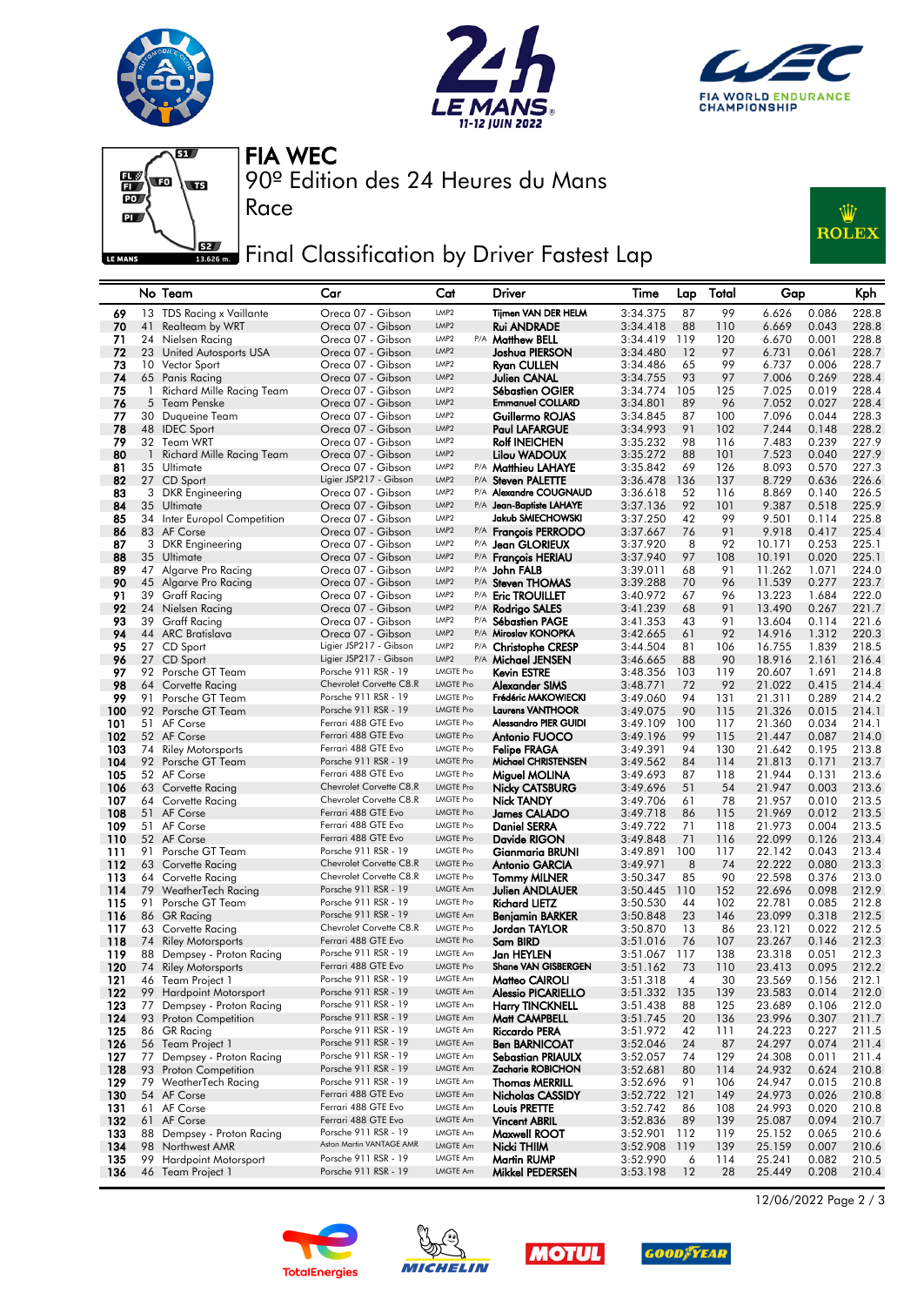# FIA WEC

90º Edition des 24 Heures du Mans

Race

## Final Classification by Driver Fastest Lap

| | No | Team | Car | Cat | | Driver | Time | Lap | Total | Gap | | Kph |
|---|---|---|---|---|---|---|---|---|---|---|---|---|
| 69 | 13 | TDS Racing x Vaillante | Oreca 07 - Gibson | LMP2 | | Tijmen VAN DER HELM | 3:34.375 | 87 | 99 | 6.626 | 0.086 | 228.8 |
| 70 | 41 | Realteam by WRT | Oreca 07 - Gibson | LMP2 | | Rui ANDRADE | 3:34.418 | 88 | 110 | 6.669 | 0.043 | 228.8 |
| 71 | 24 | Nielsen Racing | Oreca 07 - Gibson | LMP2 | P/A | Matthew BELL | 3:34.419 | 119 | 120 | 6.670 | 0.001 | 228.8 |
| 72 | 23 | United Autosports USA | Oreca 07 - Gibson | LMP2 | | Joshua PIERSON | 3:34.480 | 12 | 97 | 6.731 | 0.061 | 228.7 |
| 73 | 10 | Vector Sport | Oreca 07 - Gibson | LMP2 | | Ryan CULLEN | 3:34.486 | 65 | 99 | 6.737 | 0.006 | 228.7 |
| 74 | 65 | Panis Racing | Oreca 07 - Gibson | LMP2 | | Julien CANAL | 3:34.755 | 93 | 97 | 7.006 | 0.269 | 228.4 |
| 75 | 1 | Richard Mille Racing Team | Oreca 07 - Gibson | LMP2 | | Sébastien OGIER | 3:34.774 | 105 | 125 | 7.025 | 0.019 | 228.4 |
| 76 | 5 | Team Penske | Oreca 07 - Gibson | LMP2 | | Emmanuel COLLARD | 3:34.801 | 89 | 96 | 7.052 | 0.027 | 228.4 |
| 77 | 30 | Duqueine Team | Oreca 07 - Gibson | LMP2 | | Guillermo ROJAS | 3:34.845 | 87 | 100 | 7.096 | 0.044 | 228.3 |
| 78 | 48 | IDEC Sport | Oreca 07 - Gibson | LMP2 | | Paul LAFARGUE | 3:34.993 | 91 | 102 | 7.244 | 0.148 | 228.2 |
| 79 | 32 | Team WRT | Oreca 07 - Gibson | LMP2 | | Rolf INEICHEN | 3:35.232 | 98 | 116 | 7.483 | 0.239 | 227.9 |
| 80 | 1 | Richard Mille Racing Team | Oreca 07 - Gibson | LMP2 | | Lilou WADOUX | 3:35.272 | 88 | 101 | 7.523 | 0.040 | 227.9 |
| 81 | 35 | Ultimate | Oreca 07 - Gibson | LMP2 | P/A | Matthieu LAHAYE | 3:35.842 | 69 | 126 | 8.093 | 0.570 | 227.3 |
| 82 | 27 | CD Sport | Ligier JSP217 - Gibson | LMP2 | P/A | Steven PALETTE | 3:36.478 | 136 | 137 | 8.729 | 0.636 | 226.6 |
| 83 | 3 | DKR Engineering | Oreca 07 - Gibson | LMP2 | P/A | Alexandre COUGNAUD | 3:36.618 | 52 | 116 | 8.869 | 0.140 | 226.5 |
| 84 | 35 | Ultimate | Oreca 07 - Gibson | LMP2 | P/A | Jean-Baptiste LAHAYE | 3:37.136 | 92 | 101 | 9.387 | 0.518 | 225.9 |
| 85 | 34 | Inter Europol Competition | Oreca 07 - Gibson | LMP2 | | Jakub SMIECHOWSKI | 3:37.250 | 42 | 99 | 9.501 | 0.114 | 225.8 |
| 86 | 83 | AF Corse | Oreca 07 - Gibson | LMP2 | P/A | François PERRODO | 3:37.667 | 76 | 91 | 9.918 | 0.417 | 225.4 |
| 87 | 3 | DKR Engineering | Oreca 07 - Gibson | LMP2 | P/A | Jean GLORIEUX | 3:37.920 | 8 | 92 | 10.171 | 0.253 | 225.1 |
| 88 | 35 | Ultimate | Oreca 07 - Gibson | LMP2 | P/A | François HERIAU | 3:37.940 | 97 | 108 | 10.191 | 0.020 | 225.1 |
| 89 | 47 | Algarve Pro Racing | Oreca 07 - Gibson | LMP2 | P/A | John FALB | 3:39.011 | 68 | 91 | 11.262 | 1.071 | 224.0 |
| 90 | 45 | Algarve Pro Racing | Oreca 07 - Gibson | LMP2 | P/A | Steven THOMAS | 3:39.288 | 70 | 96 | 11.539 | 0.277 | 223.7 |
| 91 | 39 | Graff Racing | Oreca 07 - Gibson | LMP2 | P/A | Eric TROUILLET | 3:40.972 | 67 | 96 | 13.223 | 1.684 | 222.0 |
| 92 | 24 | Nielsen Racing | Oreca 07 - Gibson | LMP2 | P/A | Rodrigo SALES | 3:41.239 | 68 | 91 | 13.490 | 0.267 | 221.7 |
| 93 | 39 | Graff Racing | Oreca 07 - Gibson | LMP2 | P/A | Sébastien PAGE | 3:41.353 | 43 | 91 | 13.604 | 0.114 | 221.6 |
| 94 | 44 | ARC Bratislava | Oreca 07 - Gibson | LMP2 | P/A | Miroslav KONOPKA | 3:42.665 | 61 | 92 | 14.916 | 1.312 | 220.3 |
| 95 | 27 | CD Sport | Ligier JSP217 - Gibson | LMP2 | P/A | Christophe CRESP | 3:44.504 | 81 | 106 | 16.755 | 1.839 | 218.5 |
| 96 | 27 | CD Sport | Ligier JSP217 - Gibson | LMP2 | P/A | Michael JENSEN | 3:46.665 | 88 | 90 | 18.916 | 2.161 | 216.4 |
| 97 | 92 | Porsche GT Team | Porsche 911 RSR - 19 | LMGTE Pro | | Kevin ESTRE | 3:48.356 | 103 | 119 | 20.607 | 1.691 | 214.8 |
| 98 | 64 | Corvette Racing | Chevrolet Corvette C8.R | LMGTE Pro | | Alexander SIMS | 3:48.771 | 72 | 92 | 21.022 | 0.415 | 214.4 |
| 99 | 91 | Porsche GT Team | Porsche 911 RSR - 19 | LMGTE Pro | | Frédéric MAKOWIECKI | 3:49.060 | 94 | 131 | 21.311 | 0.289 | 214.2 |
| 100 | 92 | Porsche GT Team | Porsche 911 RSR - 19 | LMGTE Pro | | Laurens VANTHOOR | 3:49.075 | 90 | 115 | 21.326 | 0.015 | 214.1 |
| 101 | 51 | AF Corse | Ferrari 488 GTE Evo | LMGTE Pro | | Alessandro PIER GUIDI | 3:49.109 | 100 | 117 | 21.360 | 0.034 | 214.1 |
| 102 | 52 | AF Corse | Ferrari 488 GTE Evo | LMGTE Pro | | Antonio FUOCO | 3:49.196 | 99 | 115 | 21.447 | 0.087 | 214.0 |
| 103 | 74 | Riley Motorsports | Ferrari 488 GTE Evo | LMGTE Pro | | Felipe FRAGA | 3:49.391 | 94 | 130 | 21.642 | 0.195 | 213.8 |
| 104 | 92 | Porsche GT Team | Porsche 911 RSR - 19 | LMGTE Pro | | Michael CHRISTENSEN | 3:49.562 | 84 | 114 | 21.813 | 0.171 | 213.7 |
| 105 | 52 | AF Corse | Ferrari 488 GTE Evo | LMGTE Pro | | Miguel MOLINA | 3:49.693 | 87 | 118 | 21.944 | 0.131 | 213.6 |
| 106 | 63 | Corvette Racing | Chevrolet Corvette C8.R | LMGTE Pro | | Nicky CATSBURG | 3:49.696 | 51 | 54 | 21.947 | 0.003 | 213.6 |
| 107 | 64 | Corvette Racing | Chevrolet Corvette C8.R | LMGTE Pro | | Nick TANDY | 3:49.706 | 61 | 78 | 21.957 | 0.010 | 213.5 |
| 108 | 51 | AF Corse | Ferrari 488 GTE Evo | LMGTE Pro | | James CALADO | 3:49.718 | 86 | 115 | 21.969 | 0.012 | 213.5 |
| 109 | 51 | AF Corse | Ferrari 488 GTE Evo | LMGTE Pro | | Daniel SERRA | 3:49.722 | 71 | 118 | 21.973 | 0.004 | 213.5 |
| 110 | 52 | AF Corse | Ferrari 488 GTE Evo | LMGTE Pro | | Davide RIGON | 3:49.848 | 71 | 116 | 22.099 | 0.126 | 213.4 |
| 111 | 91 | Porsche GT Team | Porsche 911 RSR - 19 | LMGTE Pro | | Gianmaria BRUNI | 3:49.891 | 100 | 117 | 22.142 | 0.043 | 213.4 |
| 112 | 63 | Corvette Racing | Chevrolet Corvette C8.R | LMGTE Pro | | Antonio GARCIA | 3:49.971 | 8 | 74 | 22.222 | 0.080 | 213.3 |
| 113 | 64 | Corvette Racing | Chevrolet Corvette C8.R | LMGTE Pro | | Tommy MILNER | 3:50.347 | 85 | 90 | 22.598 | 0.376 | 213.0 |
| 114 | 79 | WeatherTech Racing | Porsche 911 RSR - 19 | LMGTE Am | | Julien ANDLAUER | 3:50.445 | 110 | 152 | 22.696 | 0.098 | 212.9 |
| 115 | 91 | Porsche GT Team | Porsche 911 RSR - 19 | LMGTE Pro | | Richard LIETZ | 3:50.530 | 44 | 102 | 22.781 | 0.085 | 212.8 |
| 116 | 86 | GR Racing | Porsche 911 RSR - 19 | LMGTE Am | | Benjamin BARKER | 3:50.848 | 23 | 146 | 23.099 | 0.318 | 212.5 |
| 117 | 63 | Corvette Racing | Chevrolet Corvette C8.R | LMGTE Pro | | Jordan TAYLOR | 3:50.870 | 13 | 86 | 23.121 | 0.022 | 212.5 |
| 118 | 74 | Riley Motorsports | Ferrari 488 GTE Evo | LMGTE Pro | | Sam BIRD | 3:51.016 | 76 | 107 | 23.267 | 0.146 | 212.3 |
| 119 | 88 | Dempsey - Proton Racing | Porsche 911 RSR - 19 | LMGTE Am | | Jan HEYLEN | 3:51.067 | 117 | 138 | 23.318 | 0.051 | 212.3 |
| 120 | 74 | Riley Motorsports | Ferrari 488 GTE Evo | LMGTE Pro | | Shane VAN GISBERGEN | 3:51.162 | 73 | 110 | 23.413 | 0.095 | 212.2 |
| 121 | 46 | Team Project 1 | Porsche 911 RSR - 19 | LMGTE Am | | Matteo CAIROLI | 3:51.318 | 4 | 30 | 23.569 | 0.156 | 212.1 |
| 122 | 99 | Hardpoint Motorsport | Porsche 911 RSR - 19 | LMGTE Am | | Alessio PICARIELLO | 3:51.332 | 135 | 139 | 23.583 | 0.014 | 212.0 |
| 123 | 77 | Dempsey - Proton Racing | Porsche 911 RSR - 19 | LMGTE Am | | Harry TINCKNELL | 3:51.438 | 88 | 125 | 23.689 | 0.106 | 212.0 |
| 124 | 93 | Proton Competition | Porsche 911 RSR - 19 | LMGTE Am | | Matt CAMPBELL | 3:51.745 | 20 | 136 | 23.996 | 0.307 | 211.7 |
| 125 | 86 | GR Racing | Porsche 911 RSR - 19 | LMGTE Am | | Riccardo PERA | 3:51.972 | 42 | 111 | 24.223 | 0.227 | 211.5 |
| 126 | 56 | Team Project 1 | Porsche 911 RSR - 19 | LMGTE Am | | Ben BARNICOAT | 3:52.046 | 24 | 87 | 24.297 | 0.074 | 211.4 |
| 127 | 77 | Dempsey - Proton Racing | Porsche 911 RSR - 19 | LMGTE Am | | Sebastian PRIAULX | 3:52.057 | 74 | 129 | 24.308 | 0.011 | 211.4 |
| 128 | 93 | Proton Competition | Porsche 911 RSR - 19 | LMGTE Am | | Zacharie ROBICHON | 3:52.681 | 80 | 114 | 24.932 | 0.624 | 210.8 |
| 129 | 79 | WeatherTech Racing | Porsche 911 RSR - 19 | LMGTE Am | | Thomas MERRILL | 3:52.696 | 91 | 106 | 24.947 | 0.015 | 210.8 |
| 130 | 54 | AF Corse | Ferrari 488 GTE Evo | LMGTE Am | | Nicholas CASSIDY | 3:52.722 | 121 | 149 | 24.973 | 0.026 | 210.8 |
| 131 | 61 | AF Corse | Ferrari 488 GTE Evo | LMGTE Am | | Louis PRETTE | 3:52.742 | 86 | 108 | 24.993 | 0.020 | 210.8 |
| 132 | 61 | AF Corse | Ferrari 488 GTE Evo | LMGTE Am | | Vincent ABRIL | 3:52.836 | 89 | 139 | 25.087 | 0.094 | 210.7 |
| 133 | 88 | Dempsey - Proton Racing | Porsche 911 RSR - 19 | LMGTE Am | | Maxwell ROOT | 3:52.901 | 112 | 119 | 25.152 | 0.065 | 210.6 |
| 134 | 98 | Northwest AMR | Aston Martin VANTAGE AMR | LMGTE Am | | Nicki THIIM | 3:52.908 | 119 | 139 | 25.159 | 0.007 | 210.6 |
| 135 | 99 | Hardpoint Motorsport | Porsche 911 RSR - 19 | LMGTE Am | | Martin RUMP | 3:52.990 | 6 | 114 | 25.241 | 0.082 | 210.5 |
| 136 | 46 | Team Project 1 | Porsche 911 RSR - 19 | LMGTE Am | | Mikkel PEDERSEN | 3:53.198 | 12 | 28 | 25.449 | 0.208 | 210.4 |

12/06/2022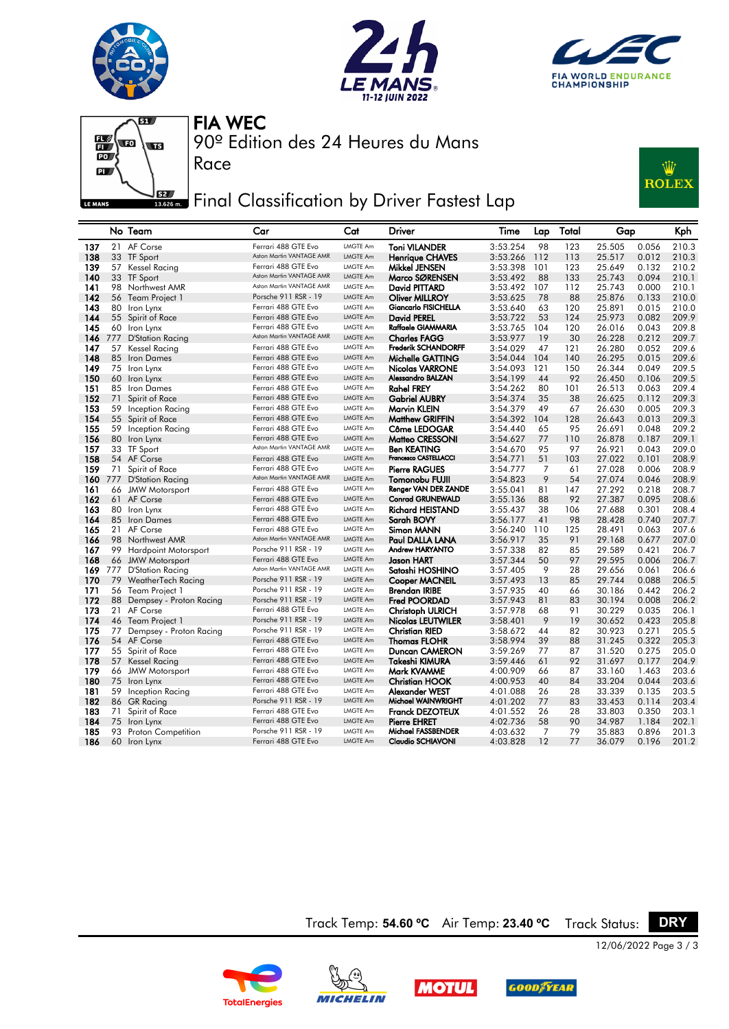# FIA WEC

90º Edition des 24 Heures du Mans

Race

## Final Classification by Driver Fastest Lap

| | No | Team | Car | Cat | Driver | Time | Lap | Total | Gap | | Kph |
|---|---|---|---|---|---|---|---|---|---|---|---|
| 137 | 21 | AF Corse | Ferrari 488 GTE Evo | LMGTE Am | Toni VILANDER | 3:53.254 | 98 | 123 | 25.505 | 0.056 | 210.3 |
| 138 | 33 | TF Sport | Aston Martin VANTAGE AMR | LMGTE Am | Henrique CHAVES | 3:53.266 | 112 | 113 | 25.517 | 0.012 | 210.3 |
| 139 | 57 | Kessel Racing | Ferrari 488 GTE Evo | LMGTE Am | Mikkel JENSEN | 3:53.398 | 101 | 123 | 25.649 | 0.132 | 210.2 |
| 140 | 33 | TF Sport | Aston Martin VANTAGE AMR | LMGTE Am | Marco SØRENSEN | 3:53.492 | 88 | 133 | 25.743 | 0.094 | 210.1 |
| 141 | 98 | Northwest AMR | Aston Martin VANTAGE AMR | LMGTE Am | David PITTARD | 3:53.492 | 107 | 112 | 25.743 | 0.000 | 210.1 |
| 142 | 56 | Team Project 1 | Porsche 911 RSR - 19 | LMGTE Am | Oliver MILLROY | 3:53.625 | 78 | 88 | 25.876 | 0.133 | 210.0 |
| 143 | 80 | Iron Lynx | Ferrari 488 GTE Evo | LMGTE Am | Giancarlo FISICHELLA | 3:53.640 | 63 | 120 | 25.891 | 0.015 | 210.0 |
| 144 | 55 | Spirit of Race | Ferrari 488 GTE Evo | LMGTE Am | David PEREL | 3:53.722 | 53 | 124 | 25.973 | 0.082 | 209.9 |
| 145 | 60 | Iron Lynx | Ferrari 488 GTE Evo | LMGTE Am | Raffaele GIAMMARIA | 3:53.765 | 104 | 120 | 26.016 | 0.043 | 209.8 |
| 146 | 777 | D'Station Racing | Aston Martin VANTAGE AMR | LMGTE Am | Charles FAGG | 3:53.977 | 19 | 30 | 26.228 | 0.212 | 209.7 |
| 147 | 57 | Kessel Racing | Ferrari 488 GTE Evo | LMGTE Am | Frederik SCHANDORFF | 3:54.029 | 47 | 121 | 26.280 | 0.052 | 209.6 |
| 148 | 85 | Iron Dames | Ferrari 488 GTE Evo | LMGTE Am | Michelle GATTING | 3:54.044 | 104 | 140 | 26.295 | 0.015 | 209.6 |
| 149 | 75 | Iron Lynx | Ferrari 488 GTE Evo | LMGTE Am | Nicolas VARRONE | 3:54.093 | 121 | 150 | 26.344 | 0.049 | 209.5 |
| 150 | 60 | Iron Lynx | Ferrari 488 GTE Evo | LMGTE Am | Alessandro BALZAN | 3:54.199 | 44 | 92 | 26.450 | 0.106 | 209.5 |
| 151 | 85 | Iron Dames | Ferrari 488 GTE Evo | LMGTE Am | Rahel FREY | 3:54.262 | 80 | 101 | 26.513 | 0.063 | 209.4 |
| 152 | 71 | Spirit of Race | Ferrari 488 GTE Evo | LMGTE Am | Gabriel AUBRY | 3:54.374 | 35 | 38 | 26.625 | 0.112 | 209.3 |
| 153 | 59 | Inception Racing | Ferrari 488 GTE Evo | LMGTE Am | Marvin KLEIN | 3:54.379 | 49 | 67 | 26.630 | 0.005 | 209.3 |
| 154 | 55 | Spirit of Race | Ferrari 488 GTE Evo | LMGTE Am | Matthew GRIFFIN | 3:54.392 | 104 | 128 | 26.643 | 0.013 | 209.3 |
| 155 | 59 | Inception Racing | Ferrari 488 GTE Evo | LMGTE Am | Côme LEDOGAR | 3:54.440 | 65 | 95 | 26.691 | 0.048 | 209.2 |
| 156 | 80 | Iron Lynx | Ferrari 488 GTE Evo | LMGTE Am | Matteo CRESSONI | 3:54.627 | 77 | 110 | 26.878 | 0.187 | 209.1 |
| 157 | 33 | TF Sport | Aston Martin VANTAGE AMR | LMGTE Am | Ben KEATING | 3:54.670 | 95 | 97 | 26.921 | 0.043 | 209.0 |
| 158 | 54 | AF Corse | Ferrari 488 GTE Evo | LMGTE Am | Francesco CASTELLACCI | 3:54.771 | 51 | 103 | 27.022 | 0.101 | 208.9 |
| 159 | 71 | Spirit of Race | Ferrari 488 GTE Evo | LMGTE Am | Pierre RAGUES | 3:54.777 | 7 | 61 | 27.028 | 0.006 | 208.9 |
| 160 | 777 | D'Station Racing | Aston Martin VANTAGE AMR | LMGTE Am | Tomonobu FUJII | 3:54.823 | 9 | 54 | 27.074 | 0.046 | 208.9 |
| 161 | 66 | JMW Motorsport | Ferrari 488 GTE Evo | LMGTE Am | Renger VAN DER ZANDE | 3:55.041 | 81 | 147 | 27.292 | 0.218 | 208.7 |
| 162 | 61 | AF Corse | Ferrari 488 GTE Evo | LMGTE Am | Conrad GRUNEWALD | 3:55.136 | 88 | 92 | 27.387 | 0.095 | 208.6 |
| 163 | 80 | Iron Lynx | Ferrari 488 GTE Evo | LMGTE Am | Richard HEISTAND | 3:55.437 | 38 | 106 | 27.688 | 0.301 | 208.4 |
| 164 | 85 | Iron Dames | Ferrari 488 GTE Evo | LMGTE Am | Sarah BOVY | 3:56.177 | 41 | 98 | 28.428 | 0.740 | 207.7 |
| 165 | 21 | AF Corse | Ferrari 488 GTE Evo | LMGTE Am | Simon MANN | 3:56.240 | 110 | 125 | 28.491 | 0.063 | 207.6 |
| 166 | 98 | Northwest AMR | Aston Martin VANTAGE AMR | LMGTE Am | Paul DALLA LANA | 3:56.917 | 35 | 91 | 29.168 | 0.677 | 207.0 |
| 167 | 99 | Hardpoint Motorsport | Porsche 911 RSR - 19 | LMGTE Am | Andrew HARYANTO | 3:57.338 | 82 | 85 | 29.589 | 0.421 | 206.7 |
| 168 | 66 | JMW Motorsport | Ferrari 488 GTE Evo | LMGTE Am | Jason HART | 3:57.344 | 50 | 97 | 29.595 | 0.006 | 206.7 |
| 169 | 777 | D'Station Racing | Aston Martin VANTAGE AMR | LMGTE Am | Satoshi HOSHINO | 3:57.405 | 9 | 28 | 29.656 | 0.061 | 206.6 |
| 170 | 79 | WeatherTech Racing | Porsche 911 RSR - 19 | LMGTE Am | Cooper MACNEIL | 3:57.493 | 13 | 85 | 29.744 | 0.088 | 206.5 |
| 171 | 56 | Team Project 1 | Porsche 911 RSR - 19 | LMGTE Am | Brendan IRIBE | 3:57.935 | 40 | 66 | 30.186 | 0.442 | 206.2 |
| 172 | 88 | Dempsey - Proton Racing | Porsche 911 RSR - 19 | LMGTE Am | Fred POORDAD | 3:57.943 | 81 | 83 | 30.194 | 0.008 | 206.2 |
| 173 | 21 | AF Corse | Ferrari 488 GTE Evo | LMGTE Am | Christoph ULRICH | 3:57.978 | 68 | 91 | 30.229 | 0.035 | 206.1 |
| 174 | 46 | Team Project 1 | Porsche 911 RSR - 19 | LMGTE Am | Nicolas LEUTWILER | 3:58.401 | 9 | 19 | 30.652 | 0.423 | 205.8 |
| 175 | 77 | Dempsey - Proton Racing | Porsche 911 RSR - 19 | LMGTE Am | Christian RIED | 3:58.672 | 44 | 82 | 30.923 | 0.271 | 205.5 |
| 176 | 54 | AF Corse | Ferrari 488 GTE Evo | LMGTE Am | Thomas FLOHR | 3:58.994 | 39 | 88 | 31.245 | 0.322 | 205.3 |
| 177 | 55 | Spirit of Race | Ferrari 488 GTE Evo | LMGTE Am | Duncan CAMERON | 3:59.269 | 77 | 87 | 31.520 | 0.275 | 205.0 |
| 178 | 57 | Kessel Racing | Ferrari 488 GTE Evo | LMGTE Am | Takeshi KIMURA | 3:59.446 | 61 | 92 | 31.697 | 0.177 | 204.9 |
| 179 | 66 | JMW Motorsport | Ferrari 488 GTE Evo | LMGTE Am | Mark KVAMME | 4:00.909 | 66 | 87 | 33.160 | 1.463 | 203.6 |
| 180 | 75 | Iron Lynx | Ferrari 488 GTE Evo | LMGTE Am | Christian HOOK | 4:00.953 | 40 | 84 | 33.204 | 0.044 | 203.6 |
| 181 | 59 | Inception Racing | Ferrari 488 GTE Evo | LMGTE Am | Alexander WEST | 4:01.088 | 26 | 28 | 33.339 | 0.135 | 203.5 |
| 182 | 86 | GR Racing | Porsche 911 RSR - 19 | LMGTE Am | Michael WAINWRIGHT | 4:01.202 | 77 | 83 | 33.453 | 0.114 | 203.4 |
| 183 | 71 | Spirit of Race | Ferrari 488 GTE Evo | LMGTE Am | Franck DEZOTEUX | 4:01.552 | 26 | 28 | 33.803 | 0.350 | 203.1 |
| 184 | 75 | Iron Lynx | Ferrari 488 GTE Evo | LMGTE Am | Pierre EHRET | 4:02.736 | 58 | 90 | 34.987 | 1.184 | 202.1 |
| 185 | 93 | Proton Competition | Porsche 911 RSR - 19 | LMGTE Am | Michael FASSBENDER | 4:03.632 | 7 | 79 | 35.883 | 0.896 | 201.3 |
| 186 | 60 | Iron Lynx | Ferrari 488 GTE Evo | LMGTE Am | Claudio SCHIAVONI | 4:03.828 | 12 | 77 | 36.079 | 0.196 | 201.2 |

Track Temp: **54.60 ºC** Air Temp: **23.40 ºC** Track Status: **DRY**

12/06/2022